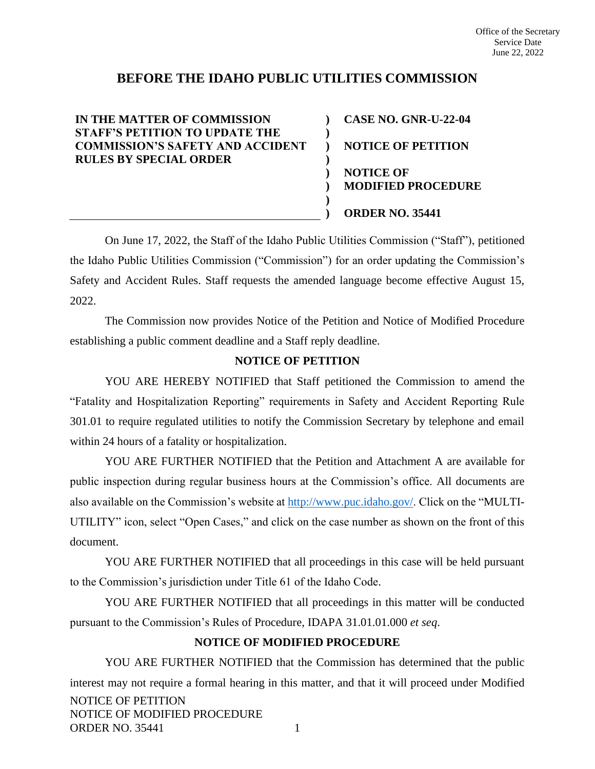Office of the Secretary
Service Date
June 22, 2022

# BEFORE THE IDAHO PUBLIC UTILITIES COMMISSION

| | |
|---|---|
| **IN THE MATTER OF COMMISSION STAFF'S PETITION TO UPDATE THE COMMISSION'S SAFETY AND ACCIDENT RULES BY SPECIAL ORDER** | **CASE NO. GNR-U-22-04**<br><br>**NOTICE OF PETITION**<br><br>**NOTICE OF MODIFIED PROCEDURE**<br><br>**ORDER NO. 35441** |

On June 17, 2022, the Staff of the Idaho Public Utilities Commission ("Staff"), petitioned the Idaho Public Utilities Commission ("Commission") for an order updating the Commission's Safety and Accident Rules. Staff requests the amended language become effective August 15, 2022.

The Commission now provides Notice of the Petition and Notice of Modified Procedure establishing a public comment deadline and a Staff reply deadline.

## NOTICE OF PETITION

YOU ARE HEREBY NOTIFIED that Staff petitioned the Commission to amend the "Fatality and Hospitalization Reporting" requirements in Safety and Accident Reporting Rule 301.01 to require regulated utilities to notify the Commission Secretary by telephone and email within 24 hours of a fatality or hospitalization.

YOU ARE FURTHER NOTIFIED that the Petition and Attachment A are available for public inspection during regular business hours at the Commission's office. All documents are also available on the Commission's website at http://www.puc.idaho.gov/. Click on the "MULTI-UTILITY" icon, select "Open Cases," and click on the case number as shown on the front of this document.

YOU ARE FURTHER NOTIFIED that all proceedings in this case will be held pursuant to the Commission's jurisdiction under Title 61 of the Idaho Code.

YOU ARE FURTHER NOTIFIED that all proceedings in this matter will be conducted pursuant to the Commission's Rules of Procedure, IDAPA 31.01.01.000 *et seq.*

## NOTICE OF MODIFIED PROCEDURE

YOU ARE FURTHER NOTIFIED that the Commission has determined that the public interest may not require a formal hearing in this matter, and that it will proceed under Modified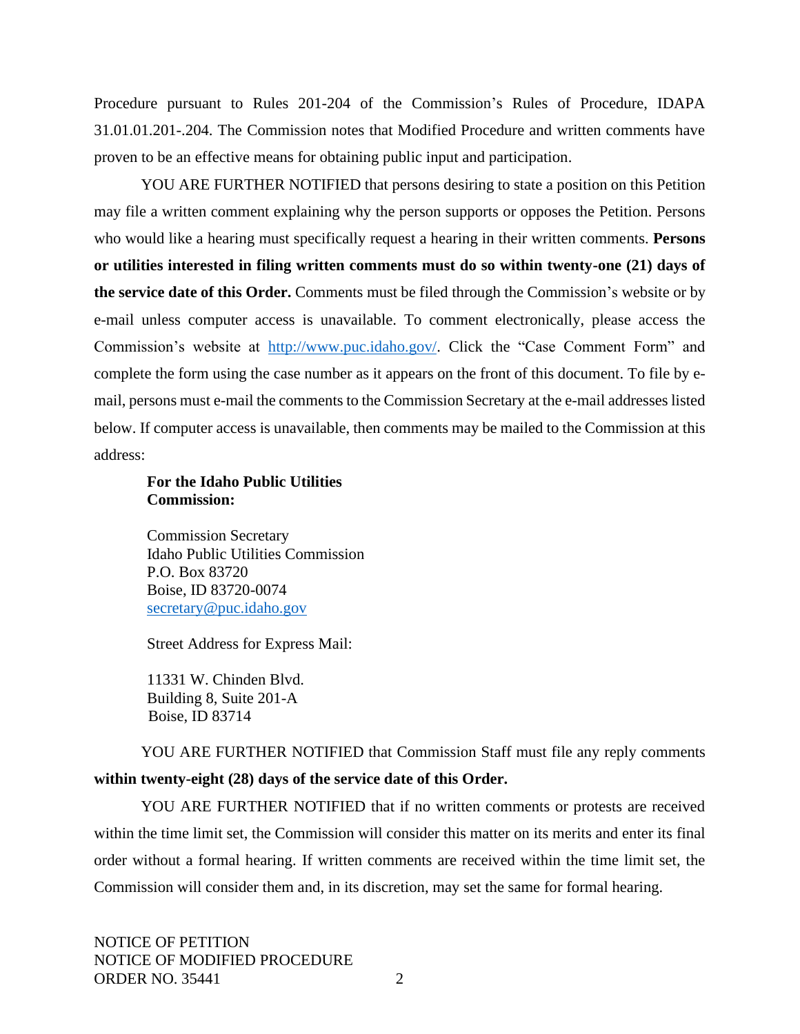Procedure pursuant to Rules 201-204 of the Commission's Rules of Procedure, IDAPA 31.01.01.201-.204. The Commission notes that Modified Procedure and written comments have proven to be an effective means for obtaining public input and participation.

YOU ARE FURTHER NOTIFIED that persons desiring to state a position on this Petition may file a written comment explaining why the person supports or opposes the Petition. Persons who would like a hearing must specifically request a hearing in their written comments. **Persons or utilities interested in filing written comments must do so within twenty-one (21) days of the service date of this Order.** Comments must be filed through the Commission's website or by e-mail unless computer access is unavailable. To comment electronically, please access the Commission's website at http://www.puc.idaho.gov/. Click the "Case Comment Form" and complete the form using the case number as it appears on the front of this document. To file by e-mail, persons must e-mail the comments to the Commission Secretary at the e-mail addresses listed below. If computer access is unavailable, then comments may be mailed to the Commission at this address:

**For the Idaho Public Utilities Commission:**

Commission Secretary
Idaho Public Utilities Commission
P.O. Box 83720
Boise, ID 83720-0074
secretary@puc.idaho.gov

Street Address for Express Mail:

11331 W. Chinden Blvd.
Building 8, Suite 201-A
Boise, ID 83714

YOU ARE FURTHER NOTIFIED that Commission Staff must file any reply comments **within twenty-eight (28) days of the service date of this Order.**

YOU ARE FURTHER NOTIFIED that if no written comments or protests are received within the time limit set, the Commission will consider this matter on its merits and enter its final order without a formal hearing. If written comments are received within the time limit set, the Commission will consider them and, in its discretion, may set the same for formal hearing.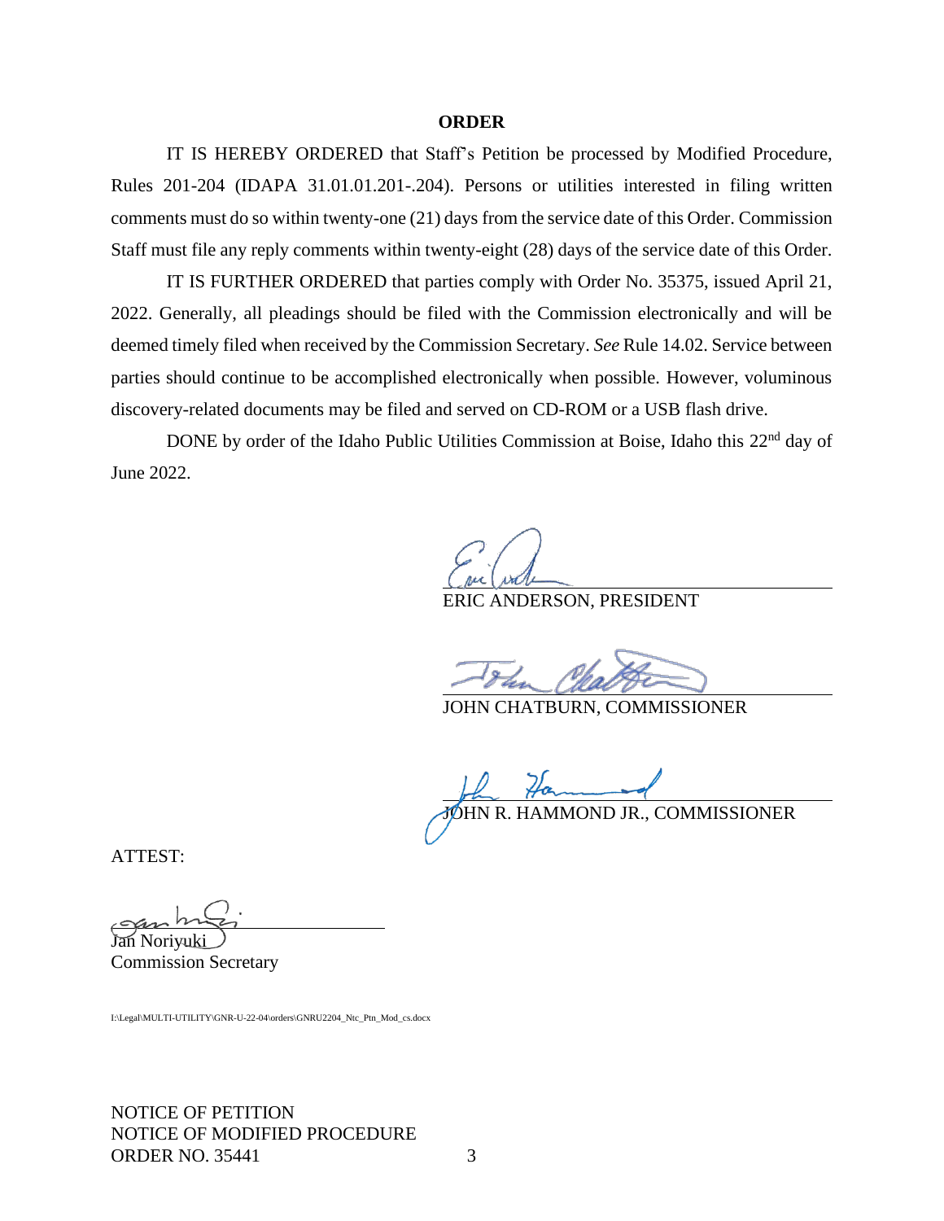**ORDER**

IT IS HEREBY ORDERED that Staff's Petition be processed by Modified Procedure, Rules 201-204 (IDAPA 31.01.01.201-.204). Persons or utilities interested in filing written comments must do so within twenty-one (21) days from the service date of this Order. Commission Staff must file any reply comments within twenty-eight (28) days of the service date of this Order.

IT IS FURTHER ORDERED that parties comply with Order No. 35375, issued April 21, 2022. Generally, all pleadings should be filed with the Commission electronically and will be deemed timely filed when received by the Commission Secretary. *See* Rule 14.02. Service between parties should continue to be accomplished electronically when possible. However, voluminous discovery-related documents may be filed and served on CD-ROM or a USB flash drive.

DONE by order of the Idaho Public Utilities Commission at Boise, Idaho this 22nd day of June 2022.

ERIC ANDERSON, PRESIDENT

JOHN CHATBURN, COMMISSIONER

JOHN R. HAMMOND JR., COMMISSIONER

ATTEST:

Jan Noriyuki
Commission Secretary

I:\Legal\MULTI-UTILITY\GNR-U-22-04\orders\GNRU2204_Ntc_Ptn_Mod_cs.docx

NOTICE OF PETITION
NOTICE OF MODIFIED PROCEDURE
ORDER NO. 35441